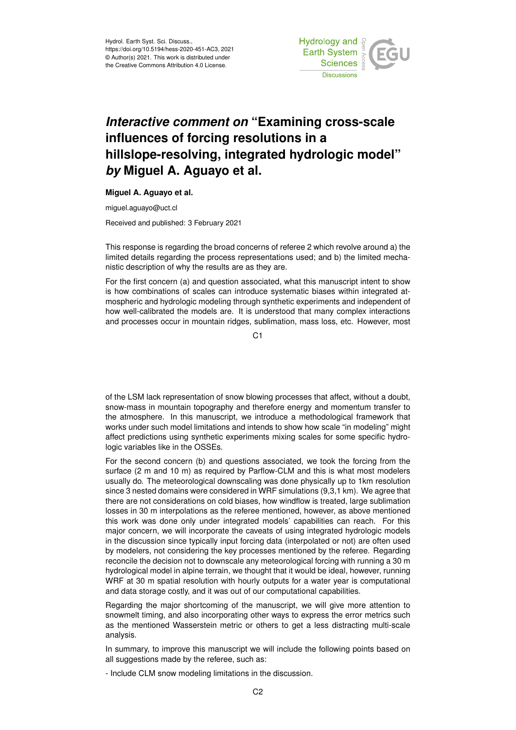# *Interactive comment on* "Examining cross-scale influences of forcing resolutions in a hillslope-resolving, integrated hydrologic model" *by* Miguel A. Aguayo et al.

**Miguel A. Aguayo et al.**

miguel.aguayo@uct.cl

Received and published: 3 February 2021

This response is regarding the broad concerns of referee 2 which revolve around a) the limited details regarding the process representations used; and b) the limited mechanistic description of why the results are as they are.

For the first concern (a) and question associated, what this manuscript intent to show is how combinations of scales can introduce systematic biases within integrated atmospheric and hydrologic modeling through synthetic experiments and independent of how well-calibrated the models are. It is understood that many complex interactions and processes occur in mountain ridges, sublimation, mass loss, etc. However, most of the LSM lack representation of snow blowing processes that affect, without a doubt, snow-mass in mountain topography and therefore energy and momentum transfer to the atmosphere. In this manuscript, we introduce a methodological framework that works under such model limitations and intends to show how scale "in modeling" might affect predictions using synthetic experiments mixing scales for some specific hydrologic variables like in the OSSEs.

For the second concern (b) and questions associated, we took the forcing from the surface (2 m and 10 m) as required by Parflow-CLM and this is what most modelers usually do. The meteorological downscaling was done physically up to 1km resolution since 3 nested domains were considered in WRF simulations (9,3,1 km). We agree that there are not considerations on cold biases, how windflow is treated, large sublimation losses in 30 m interpolations as the referee mentioned, however, as above mentioned this work was done only under integrated models' capabilities can reach. For this major concern, we will incorporate the caveats of using integrated hydrologic models in the discussion since typically input forcing data (interpolated or not) are often used by modelers, not considering the key processes mentioned by the referee. Regarding reconcile the decision not to downscale any meteorological forcing with running a 30 m hydrological model in alpine terrain, we thought that it would be ideal, however, running WRF at 30 m spatial resolution with hourly outputs for a water year is computational and data storage costly, and it was out of our computational capabilities.

Regarding the major shortcoming of the manuscript, we will give more attention to snowmelt timing, and also incorporating other ways to express the error metrics such as the mentioned Wasserstein metric or others to get a less distracting multi-scale analysis.

In summary, to improve this manuscript we will include the following points based on all suggestions made by the referee, such as:

- Include CLM snow modeling limitations in the discussion.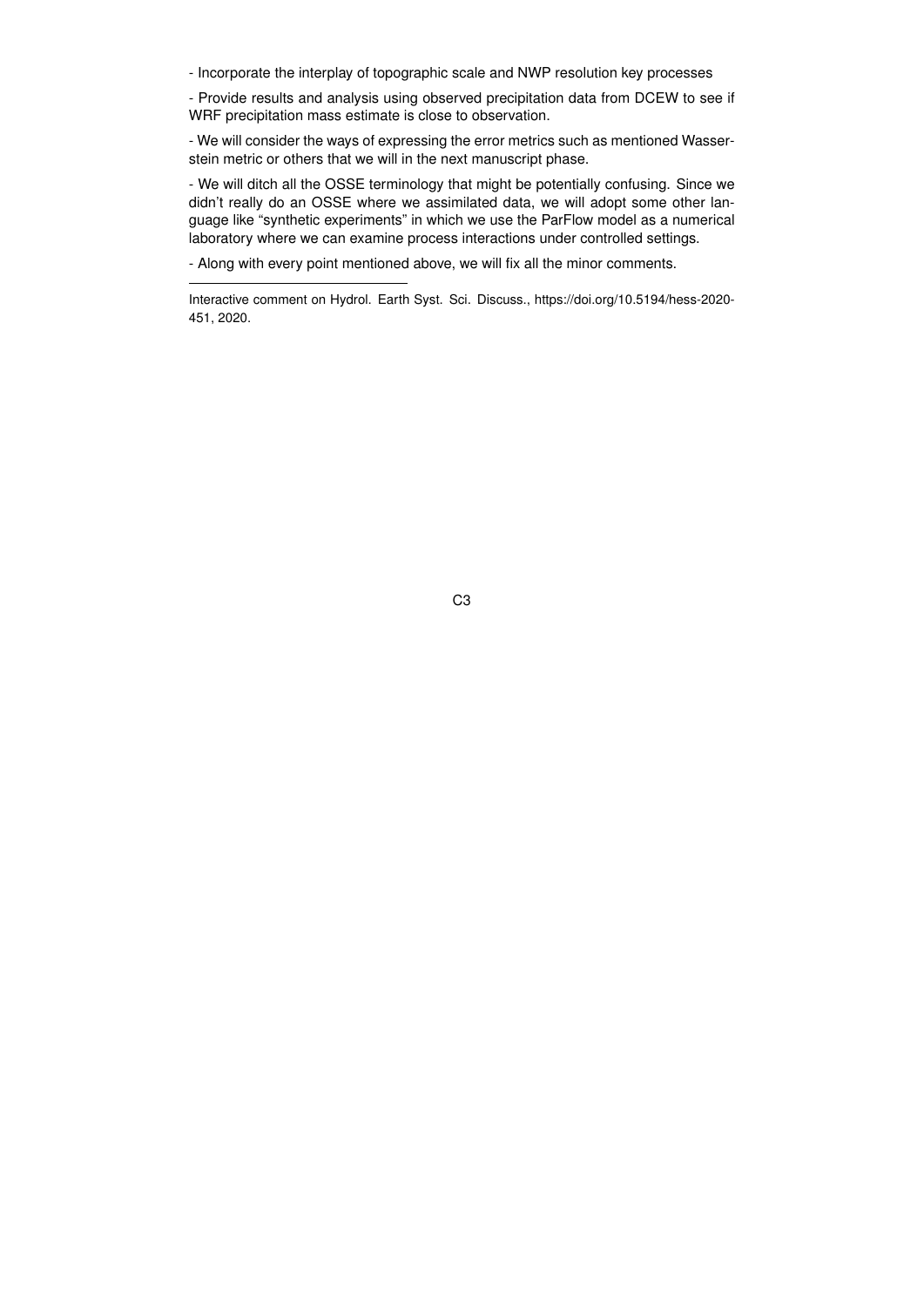- Incorporate the interplay of topographic scale and NWP resolution key processes

- Provide results and analysis using observed precipitation data from DCEW to see if WRF precipitation mass estimate is close to observation.

- We will consider the ways of expressing the error metrics such as mentioned Wasserstein metric or others that we will in the next manuscript phase.

- We will ditch all the OSSE terminology that might be potentially confusing. Since we didn't really do an OSSE where we assimilated data, we will adopt some other language like "synthetic experiments" in which we use the ParFlow model as a numerical laboratory where we can examine process interactions under controlled settings.

- Along with every point mentioned above, we will fix all the minor comments.

---

Interactive comment on Hydrol. Earth Syst. Sci. Discuss., https://doi.org/10.5194/hess-2020-451, 2020.